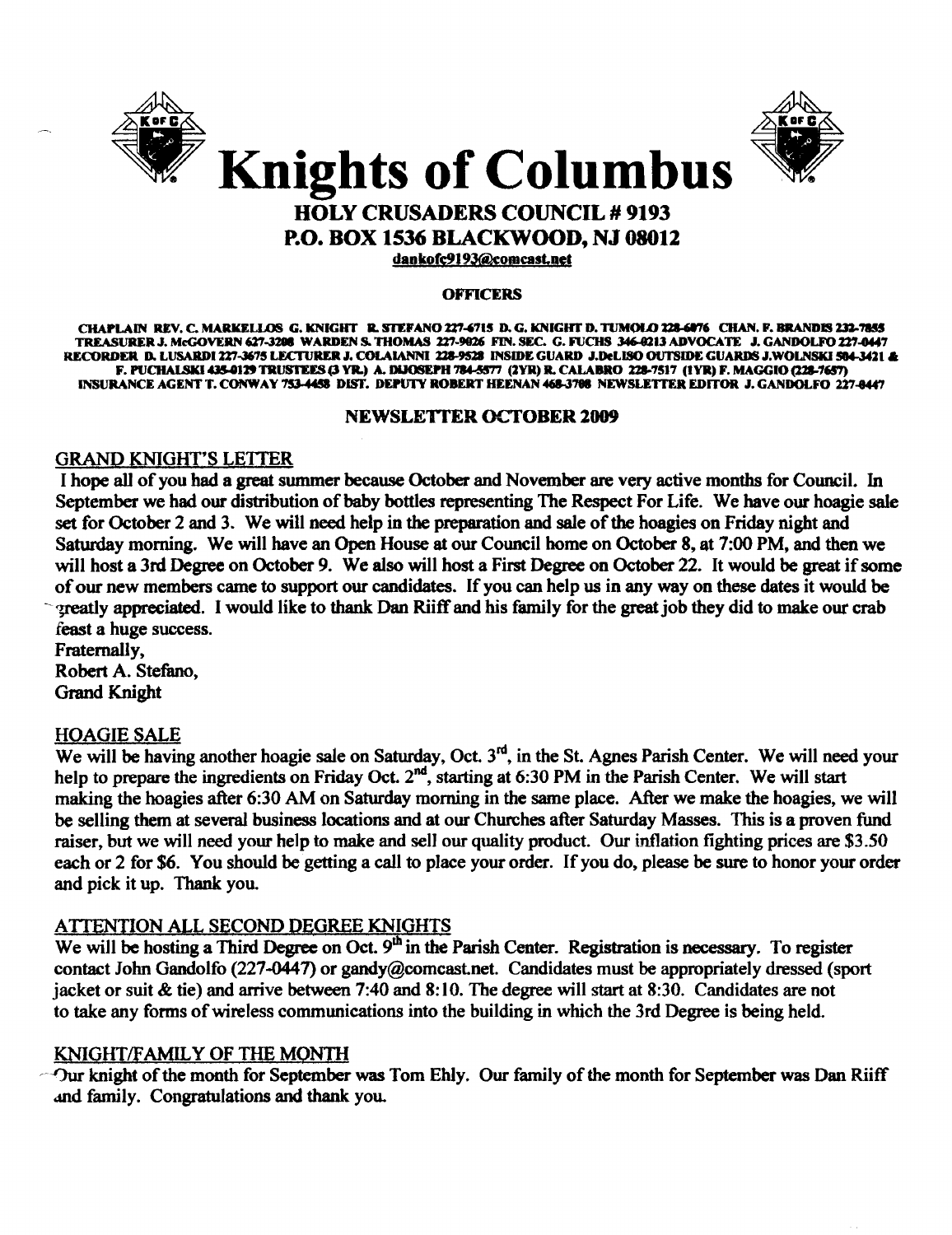# Knights of Columbus

## HOLY CRUSADERS COUNCIL # 9193
## P.O. BOX 1536 BLACKWOOD, NJ 08012

dankofc9193@comcast.net

### OFFICERS

**CHAPLAIN REV. C. MARKELLOS G. KNIGHT R. STEFANO 227-6715 D. G. KNIGHT D. TUMOLO 228-6076 CHAN. F. BRANDIS 232-7855 TREASURER J. McGOVERN 627-3208 WARDEN S. THOMAS 227-9026 FIN. SEC. G. FUCHS 346-0213 ADVOCATE J. GANDOLFO 227-0447 RECORDER D. LUSARDI 227-3675 LECTURER J. COLAIANNI 228-9528 INSIDE GUARD J.DeLISO OUTSIDE GUARDS J.WOLNSKI 504-3421 & F. PUCHALSKI 435-0129 TRUSTEES (3 YR.) A. DIJOSEPH 784-5577 (2YR) R. CALABRO 228-7517 (1YR) F. MAGGIO (228-7657) INSURANCE AGENT T. CONWAY 753-4458 DIST. DEPUTY ROBERT HEENAN 468-3708 NEWSLETTER EDITOR J. GANDOLFO 227-0447**

### NEWSLETTER OCTOBER 2009

#### GRAND KNIGHT'S LETTER

I hope all of you had a great summer because October and November are very active months for Council. In September we had our distribution of baby bottles representing The Respect For Life. We have our hoagie sale set for October 2 and 3. We will need help in the preparation and sale of the hoagies on Friday night and Saturday morning. We will have an Open House at our Council home on October 8, at 7:00 PM, and then we will host a 3rd Degree on October 9. We also will host a First Degree on October 22. It would be great if some of our new members came to support our candidates. If you can help us in any way on these dates it would be greatly appreciated. I would like to thank Dan Riiff and his family for the great job they did to make our crab feast a huge success.

Fraternally,
Robert A. Stefano,
Grand Knight

#### HOAGIE SALE

We will be having another hoagie sale on Saturday, Oct. 3rd, in the St. Agnes Parish Center. We will need your help to prepare the ingredients on Friday Oct. 2nd, starting at 6:30 PM in the Parish Center. We will start making the hoagies after 6:30 AM on Saturday morning in the same place. After we make the hoagies, we will be selling them at several business locations and at our Churches after Saturday Masses. This is a proven fund raiser, but we will need your help to make and sell our quality product. Our inflation fighting prices are $3.50 each or 2 for $6. You should be getting a call to place your order. If you do, please be sure to honor your order and pick it up. Thank you.

#### ATTENTION ALL SECOND DEGREE KNIGHTS

We will be hosting a Third Degree on Oct. 9th in the Parish Center. Registration is necessary. To register contact John Gandolfo (227-0447) or gandy@comcast.net. Candidates must be appropriately dressed (sport jacket or suit & tie) and arrive between 7:40 and 8:10. The degree will start at 8:30. Candidates are not to take any forms of wireless communications into the building in which the 3rd Degree is being held.

#### KNIGHT/FAMILY OF THE MONTH

Our knight of the month for September was Tom Ehly. Our family of the month for September was Dan Riiff and family. Congratulations and thank you.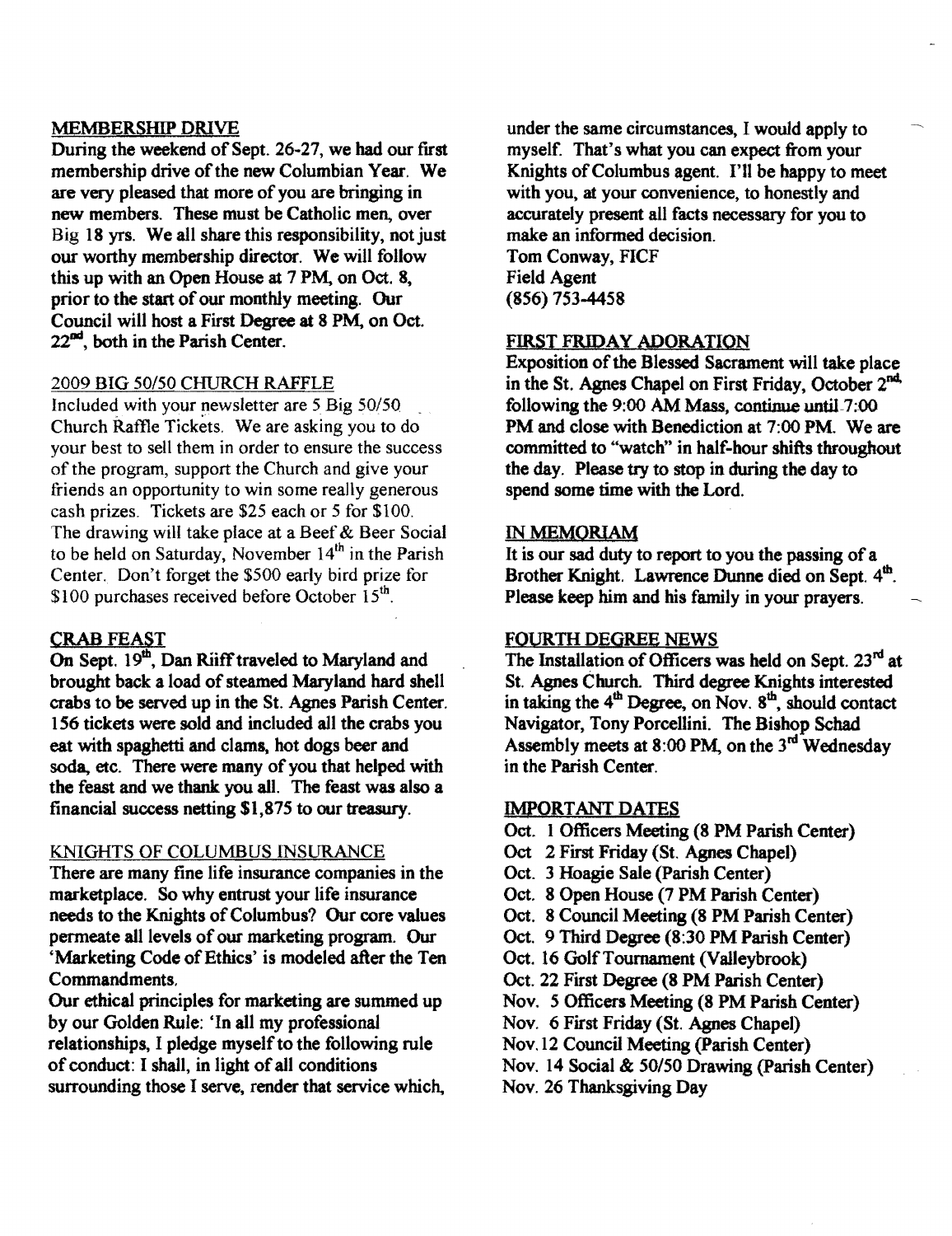## MEMBERSHIP DRIVE

During the weekend of Sept. 26-27, we had our first membership drive of the new Columbian Year. We are very pleased that more of you are bringing in new members. These must be Catholic men, over Big 18 yrs. We all share this responsibility, not just our worthy membership director. We will follow this up with an Open House at 7 PM, on Oct. 8, prior to the start of our monthly meeting. Our Council will host a First Degree at 8 PM, on Oct. 22nd, both in the Parish Center.

## 2009 BIG 50/50 CHURCH RAFFLE

Included with your newsletter are 5 Big 50/50 Church Raffle Tickets. We are asking you to do your best to sell them in order to ensure the success of the program, support the Church and give your friends an opportunity to win some really generous cash prizes. Tickets are $25 each or 5 for $100. The drawing will take place at a Beef & Beer Social to be held on Saturday, November 14th in the Parish Center. Don't forget the $500 early bird prize for $100 purchases received before October 15th.

## CRAB FEAST

On Sept. 19th, Dan Riiff traveled to Maryland and brought back a load of steamed Maryland hard shell crabs to be served up in the St. Agnes Parish Center. 156 tickets were sold and included all the crabs you eat with spaghetti and clams, hot dogs beer and soda, etc. There were many of you that helped with the feast and we thank you all. The feast was also a financial success netting $1,875 to our treasury.

## KNIGHTS OF COLUMBUS INSURANCE

There are many fine life insurance companies in the marketplace. So why entrust your life insurance needs to the Knights of Columbus? Our core values permeate all levels of our marketing program. Our 'Marketing Code of Ethics' is modeled after the Ten Commandments.

Our ethical principles for marketing are summed up by our Golden Rule: 'In all my professional relationships, I pledge myself to the following rule of conduct: I shall, in light of all conditions surrounding those I serve, render that service which, under the same circumstances, I would apply to myself. That's what you can expect from your Knights of Columbus agent. I'll be happy to meet with you, at your convenience, to honestly and accurately present all facts necessary for you to make an informed decision.

Tom Conway, FICF
Field Agent
(856) 753-4458

## FIRST FRIDAY ADORATION

Exposition of the Blessed Sacrament will take place in the St. Agnes Chapel on First Friday, October 2nd, following the 9:00 AM Mass, continue until 7:00 PM and close with Benediction at 7:00 PM. We are committed to "watch" in half-hour shifts throughout the day. Please try to stop in during the day to spend some time with the Lord.

## IN MEMORIAM

It is our sad duty to report to you the passing of a Brother Knight. Lawrence Dunne died on Sept. 4th. Please keep him and his family in your prayers.

## FOURTH DEGREE NEWS

The Installation of Officers was held on Sept. 23rd at St. Agnes Church. Third degree Knights interested in taking the 4th Degree, on Nov. 8th, should contact Navigator, Tony Porcellini. The Bishop Schad Assembly meets at 8:00 PM, on the 3rd Wednesday in the Parish Center.

## IMPORTANT DATES

- Oct. 1 Officers Meeting (8 PM Parish Center)
- Oct 2 First Friday (St. Agnes Chapel)
- Oct. 3 Hoagie Sale (Parish Center)
- Oct. 8 Open House (7 PM Parish Center)
- Oct. 8 Council Meeting (8 PM Parish Center)
- Oct. 9 Third Degree (8:30 PM Parish Center)
- Oct. 16 Golf Tournament (Valleybrook)
- Oct. 22 First Degree (8 PM Parish Center)
- Nov. 5 Officers Meeting (8 PM Parish Center)
- Nov. 6 First Friday (St. Agnes Chapel)
- Nov. 12 Council Meeting (Parish Center)
- Nov. 14 Social & 50/50 Drawing (Parish Center)
- Nov. 26 Thanksgiving Day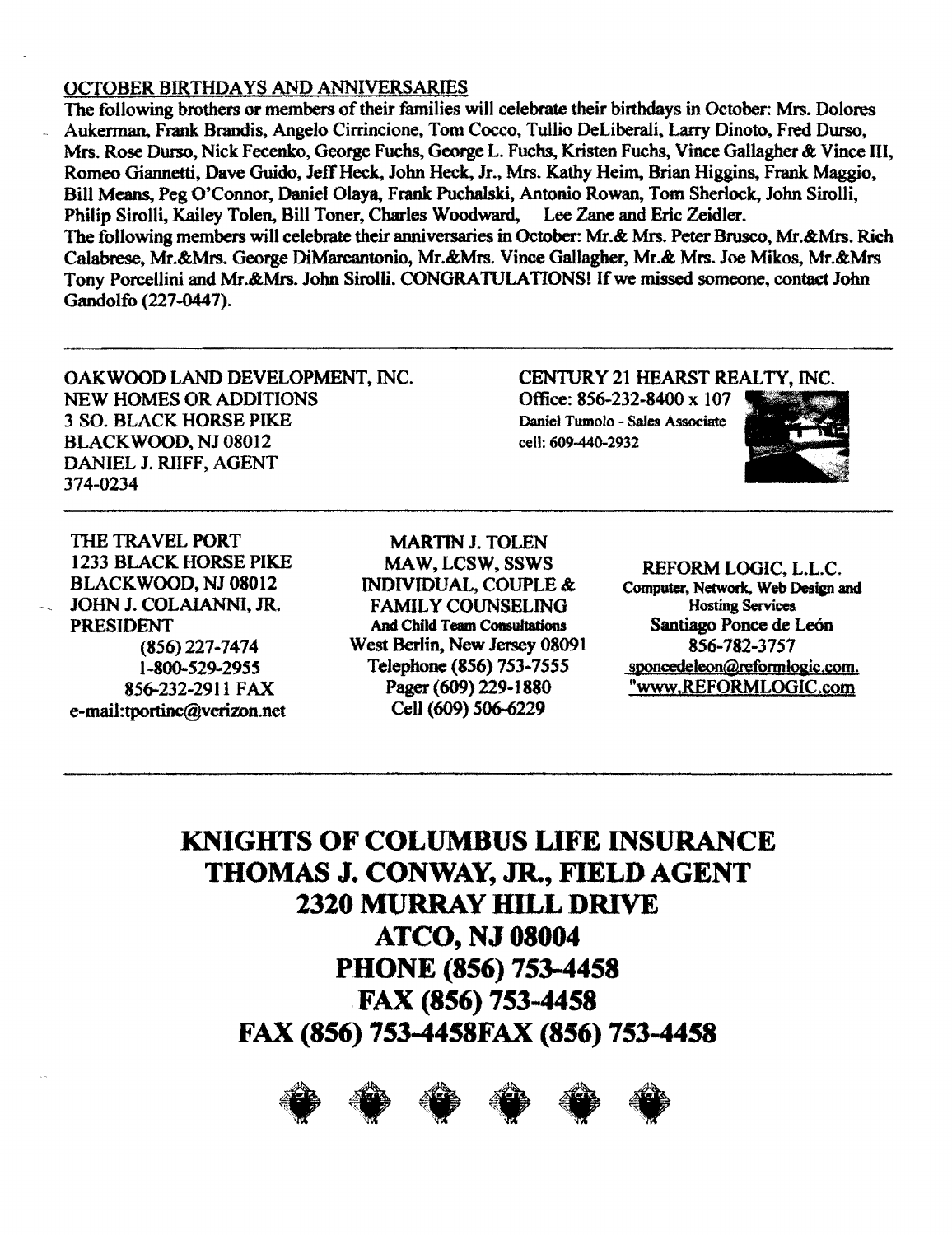## OCTOBER BIRTHDAYS AND ANNIVERSARIES

The following brothers or members of their families will celebrate their birthdays in October: Mrs. Dolores Aukerman, Frank Brandis, Angelo Cirrincione, Tom Cocco, Tullio DeLiberali, Larry Dinoto, Fred Durso, Mrs. Rose Durso, Nick Fecenko, George Fuchs, George L. Fuchs, Kristen Fuchs, Vince Gallagher & Vince III, Romeo Giannetti, Dave Guido, Jeff Heck, John Heck, Jr., Mrs. Kathy Heim, Brian Higgins, Frank Maggio, Bill Means, Peg O'Connor, Daniel Olaya, Frank Puchalski, Antonio Rowan, Tom Sherlock, John Sirolli, Philip Sirolli, Kailey Tolen, Bill Toner, Charles Woodward, Lee Zane and Eric Zeidler.
The following members will celebrate their anniversaries in October: Mr.& Mrs. Peter Brusco, Mr.&Mrs. Rich Calabrese, Mr.&Mrs. George DiMarcantonio, Mr.&Mrs. Vince Gallagher, Mr.& Mrs. Joe Mikos, Mr.&Mrs Tony Porcellini and Mr.&Mrs. John Sirolli. CONGRATULATIONS! If we missed someone, contact John Gandolfo (227-0447).

---

OAKWOOD LAND DEVELOPMENT, INC.
NEW HOMES OR ADDITIONS
3 SO. BLACK HORSE PIKE
BLACKWOOD, NJ 08012
DANIEL J. RIIFF, AGENT
374-0234

CENTURY 21 HEARST REALTY, INC.
Office: 856-232-8400 x 107
Daniel Tumolo - Sales Associate
cell: 609-440-2932

---

THE TRAVEL PORT
1233 BLACK HORSE PIKE
BLACKWOOD, NJ 08012
JOHN J. COLAIANNI, JR.
PRESIDENT
(856) 227-7474
1-800-529-2955
856-232-2911 FAX
e-mail:tportinc@verizon.net

MARTIN J. TOLEN
MAW, LCSW, SSWS
INDIVIDUAL, COUPLE &
FAMILY COUNSELING
And Child Team Consultations
West Berlin, New Jersey 08091
Telephone (856) 753-7555
Pager (609) 229-1880
Cell (609) 506-6229

REFORM LOGIC, L.L.C.
Computer, Network, Web Design and Hosting Services
Santiago Ponce de León
856-782-3757
sponcedeleon@reformlogic.com.
"www.REFORMLOGIC.com

---

**KNIGHTS OF COLUMBUS LIFE INSURANCE**
**THOMAS J. CONWAY, JR., FIELD AGENT**
**2320 MURRAY HILL DRIVE**
**ATCO, NJ 08004**
**PHONE (856) 753-4458**
**FAX (856) 753-4458**
**FAX (856) 753-4458FAX (856) 753-4458**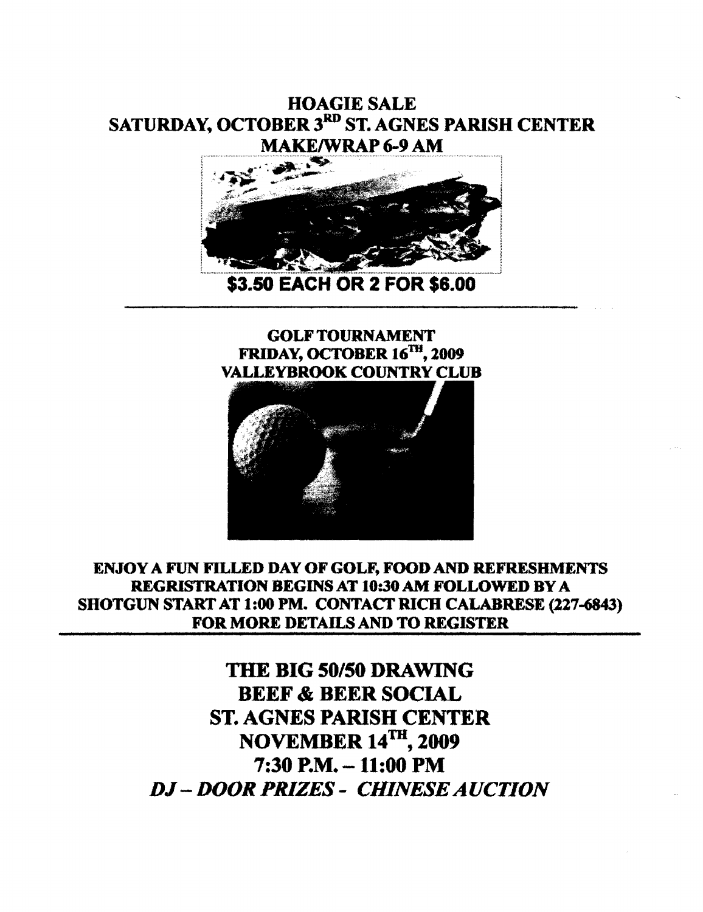## HOAGIE SALE
## SATURDAY, OCTOBER 3RD ST. AGNES PARISH CENTER
## MAKE/WRAP 6-9 AM

**$3.50 EACH OR 2 FOR $6.00**

---

## GOLF TOURNAMENT
## FRIDAY, OCTOBER 16TH, 2009
## VALLEYBROOK COUNTRY CLUB

**ENJOY A FUN FILLED DAY OF GOLF, FOOD AND REFRESHMENTS REGRISTRATION BEGINS AT 10:30 AM FOLLOWED BY A SHOTGUN START AT 1:00 PM. CONTACT RICH CALABRESE (227-6843) FOR MORE DETAILS AND TO REGISTER**

---

## THE BIG 50/50 DRAWING
## BEEF & BEER SOCIAL
## ST. AGNES PARISH CENTER
## NOVEMBER 14TH, 2009
## 7:30 P.M. – 11:00 PM

***DJ – DOOR PRIZES - CHINESE AUCTION***